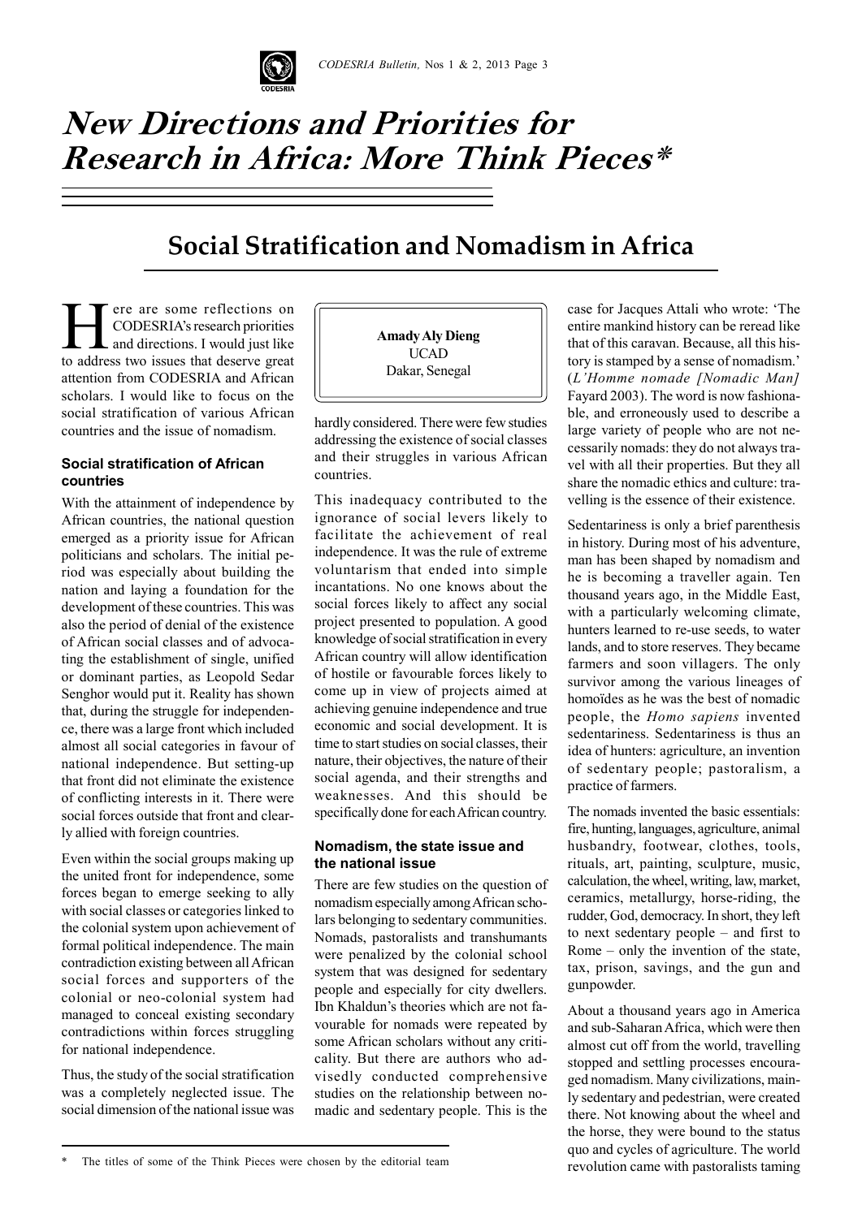# New Directions and Priorities for Research in Africa: More Think Pieces*

## Social Stratification and Nomadism in Africa

**Amady Aly Dieng**
UCAD
Dakar, Senegal

Here are some reflections on CODESRIA's research priorities and directions. I would just like to address two issues that deserve great attention from CODESRIA and African scholars. I would like to focus on the social stratification of various African countries and the issue of nomadism.

### Social stratification of African countries

With the attainment of independence by African countries, the national question emerged as a priority issue for African politicians and scholars. The initial period was especially about building the nation and laying a foundation for the development of these countries. This was also the period of denial of the existence of African social classes and of advocating the establishment of single, unified or dominant parties, as Leopold Sedar Senghor would put it. Reality has shown that, during the struggle for independence, there was a large front which included almost all social categories in favour of national independence. But setting-up that front did not eliminate the existence of conflicting interests in it. There were social forces outside that front and clearly allied with foreign countries.

Even within the social groups making up the united front for independence, some forces began to emerge seeking to ally with social classes or categories linked to the colonial system upon achievement of formal political independence. The main contradiction existing between all African social forces and supporters of the colonial or neo-colonial system had managed to conceal existing secondary contradictions within forces struggling for national independence.

Thus, the study of the social stratification was a completely neglected issue. The social dimension of the national issue was hardly considered. There were few studies addressing the existence of social classes and their struggles in various African countries.

This inadequacy contributed to the ignorance of social levers likely to facilitate the achievement of real independence. It was the rule of extreme voluntarism that ended into simple incantations. No one knows about the social forces likely to affect any social project presented to population. A good knowledge of social stratification in every African country will allow identification of hostile or favourable forces likely to come up in view of projects aimed at achieving genuine independence and true economic and social development. It is time to start studies on social classes, their nature, their objectives, the nature of their social agenda, and their strengths and weaknesses. And this should be specifically done for each African country.

### Nomadism, the state issue and the national issue

There are few studies on the question of nomadism especially among African scholars belonging to sedentary communities. Nomads, pastoralists and transhumants were penalized by the colonial school system that was designed for sedentary people and especially for city dwellers. Ibn Khaldun's theories which are not favourable for nomads were repeated by some African scholars without any criticality. But there are authors who advisedly conducted comprehensive studies on the relationship between nomadic and sedentary people. This is the case for Jacques Attali who wrote: 'The entire mankind history can be reread like that of this caravan. Because, all this history is stamped by a sense of nomadism.' (*L'Homme nomade [Nomadic Man]* Fayard 2003). The word is now fashionable, and erroneously used to describe a large variety of people who are not necessarily nomads: they do not always travel with all their properties. But they all share the nomadic ethics and culture: travelling is the essence of their existence.

Sedentariness is only a brief parenthesis in history. During most of his adventure, man has been shaped by nomadism and he is becoming a traveller again. Ten thousand years ago, in the Middle East, with a particularly welcoming climate, hunters learned to re-use seeds, to water lands, and to store reserves. They became farmers and soon villagers. The only survivor among the various lineages of homoïdes as he was the best of nomadic people, the *Homo sapiens* invented sedentariness. Sedentariness is thus an idea of hunters: agriculture, an invention of sedentary people; pastoralism, a practice of farmers.

The nomads invented the basic essentials: fire, hunting, languages, agriculture, animal husbandry, footwear, clothes, tools, rituals, art, painting, sculpture, music, calculation, the wheel, writing, law, market, ceramics, metallurgy, horse-riding, the rudder, God, democracy. In short, they left to next sedentary people – and first to Rome – only the invention of the state, tax, prison, savings, and the gun and gunpowder.

About a thousand years ago in America and sub-Saharan Africa, which were then almost cut off from the world, travelling stopped and settling processes encouraged nomadism. Many civilizations, mainly sedentary and pedestrian, were created there. Not knowing about the wheel and the horse, they were bound to the status quo and cycles of agriculture. The world revolution came with pastoralists taming

\* The titles of some of the Think Pieces were chosen by the editorial team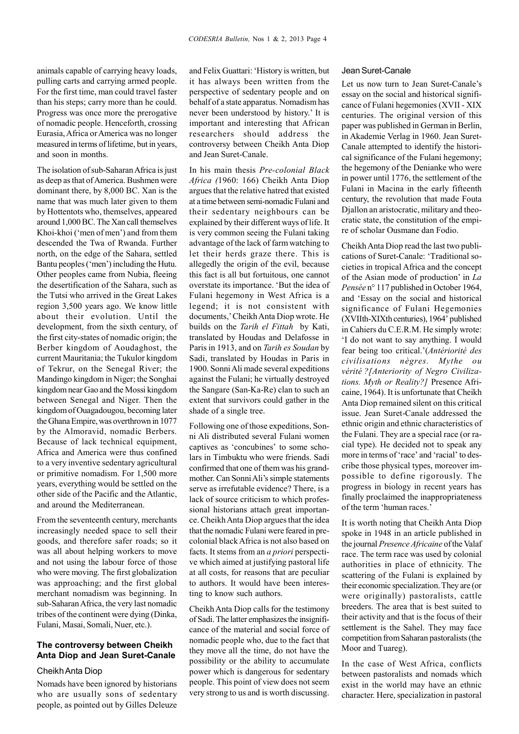animals capable of carrying heavy loads, pulling carts and carrying armed people. For the first time, man could travel faster than his steps; carry more than he could. Progress was once more the prerogative of nomadic people. Henceforth, crossing Eurasia, Africa or America was no longer measured in terms of lifetime, but in years, and soon in months.

The isolation of sub-Saharan Africa is just as deep as that of America. Bushmen were dominant there, by 8,000 BC. Xan is the name that was much later given to them by Hottentots who, themselves, appeared around 1,000 BC. The Xan call themselves Khoi-khoi ('men of men') and from them descended the Twa of Rwanda. Further north, on the edge of the Sahara, settled Bantu peoples ('men') including the Hutu. Other peoples came from Nubia, fleeing the desertification of the Sahara, such as the Tutsi who arrived in the Great Lakes region 3,500 years ago. We know little about their evolution. Until the development, from the sixth century, of the first city-states of nomadic origin; the Berber kingdom of Aoudaghost, the current Mauritania; the Tukulor kingdom of Tekrur, on the Senegal River; the Mandingo kingdom in Niger; the Songhai kingdom near Gao and the Mossi kingdom between Senegal and Niger. Then the kingdom of Ouagadougou, becoming later the Ghana Empire, was overthrown in 1077 by the Almoravid, nomadic Berbers. Because of lack technical equipment, Africa and America were thus confined to a very inventive sedentary agricultural or primitive nomadism. For 1,500 more years, everything would be settled on the other side of the Pacific and the Atlantic, and around the Mediterranean.

From the seventeenth century, merchants increasingly needed space to sell their goods, and therefore safer roads; so it was all about helping workers to move and not using the labour force of those who were moving. The first globalization was approaching; and the first global merchant nomadism was beginning. In sub-Saharan Africa, the very last nomadic tribes of the continent were dying (Dinka, Fulani, Masai, Somali, Nuer, etc.).

## The controversy between Cheikh Anta Diop and Jean Suret-Canale

### Cheikh Anta Diop

Nomads have been ignored by historians who are usually sons of sedentary people, as pointed out by Gilles Deleuze and Felix Guattari: 'History is written, but it has always been written from the perspective of sedentary people and on behalf of a state apparatus. Nomadism has never been understood by history.' It is important and interesting that African researchers should address the controversy between Cheikh Anta Diop and Jean Suret-Canale.

In his main thesis *Pre-colonial Black Africa (*1960: 166) Cheikh Anta Diop argues that the relative hatred that existed at a time between semi-nomadic Fulani and their sedentary neighbours can be explained by their different ways of life. It is very common seeing the Fulani taking advantage of the lack of farm watching to let their herds graze there. This is allegedly the origin of the evil, because this fact is all but fortuitous, one cannot overstate its importance. 'But the idea of Fulani hegemony in West Africa is a legend; it is not consistent with documents,' Cheikh Anta Diop wrote. He builds on the *Tarih el Fittah* by Kati, translated by Houdas and Delafosse in Paris in 1913, and on *Tarih es Soudan* by Sadi, translated by Houdas in Paris in 1900. Sonni Ali made several expeditions against the Fulani; he virtually destroyed the Sangare (San-Ka-Re) clan to such an extent that survivors could gather in the shade of a single tree.

Following one of those expeditions, Sonni Ali distributed several Fulani women captives as 'concubines' to some scholars in Timbuktu who were friends. Sadi confirmed that one of them was his grandmother. Can Sonni Ali's simple statements serve as irrefutable evidence? There, is a lack of source criticism to which professional historians attach great importance. Cheikh Anta Diop argues that the idea that the nomadic Fulani were feared in precolonial black Africa is not also based on facts. It stems from an *a priori* perspective which aimed at justifying pastoral life at all costs, for reasons that are peculiar to authors. It would have been interesting to know such authors.

Cheikh Anta Diop calls for the testimony of Sadi. The latter emphasizes the insignificance of the material and social force of nomadic people who, due to the fact that they move all the time, do not have the possibility or the ability to accumulate power which is dangerous for sedentary people. This point of view does not seem very strong to us and is worth discussing.

### Jean Suret-Canale

Let us now turn to Jean Suret-Canale's essay on the social and historical significance of Fulani hegemonies (XVII - XIX centuries. The original version of this paper was published in German in Berlin, in Akademie Verlag in 1960. Jean Suret-Canale attempted to identify the historical significance of the Fulani hegemony; the hegemony of the Denianke who were in power until 1776, the settlement of the Fulani in Macina in the early fifteenth century, the revolution that made Fouta Djallon an aristocratic, military and theocratic state, the constitution of the empire of scholar Ousmane dan Fodio.

Cheikh Anta Diop read the last two publications of Suret-Canale: 'Traditional societies in tropical Africa and the concept of the Asian mode of production' in *La Pensée* n° 117 published in October 1964, and 'Essay on the social and historical significance of Fulani Hegemonies (XVIIth-XIXth centuries), 1964' published in Cahiers du C.E.R.M. He simply wrote: 'I do not want to say anything. I would fear being too critical.'(*Antériorité des civilisations nègres. Mythe ou vérité ?[Anteriority of Negro Civilizations. Myth or Reality?]* Presence Africaine, 1964). It is unfortunate that Cheikh Anta Diop remained silent on this critical issue. Jean Suret-Canale addressed the ethnic origin and ethnic characteristics of the Fulani. They are a special race (or racial type). He decided not to speak any more in terms of 'race' and 'racial' to describe those physical types, moreover impossible to define rigorously. The progress in biology in recent years has finally proclaimed the inappropriateness of the term 'human races.'

It is worth noting that Cheikh Anta Diop spoke in 1948 in an article published in the journal *Presence Africaine* of the Valaf race. The term race was used by colonial authorities in place of ethnicity. The scattering of the Fulani is explained by their economic specialization. They are (or were originally) pastoralists, cattle breeders. The area that is best suited to their activity and that is the focus of their settlement is the Sahel. They may face competition from Saharan pastoralists (the Moor and Tuareg).

In the case of West Africa, conflicts between pastoralists and nomads which exist in the world may have an ethnic character. Here, specialization in pastoral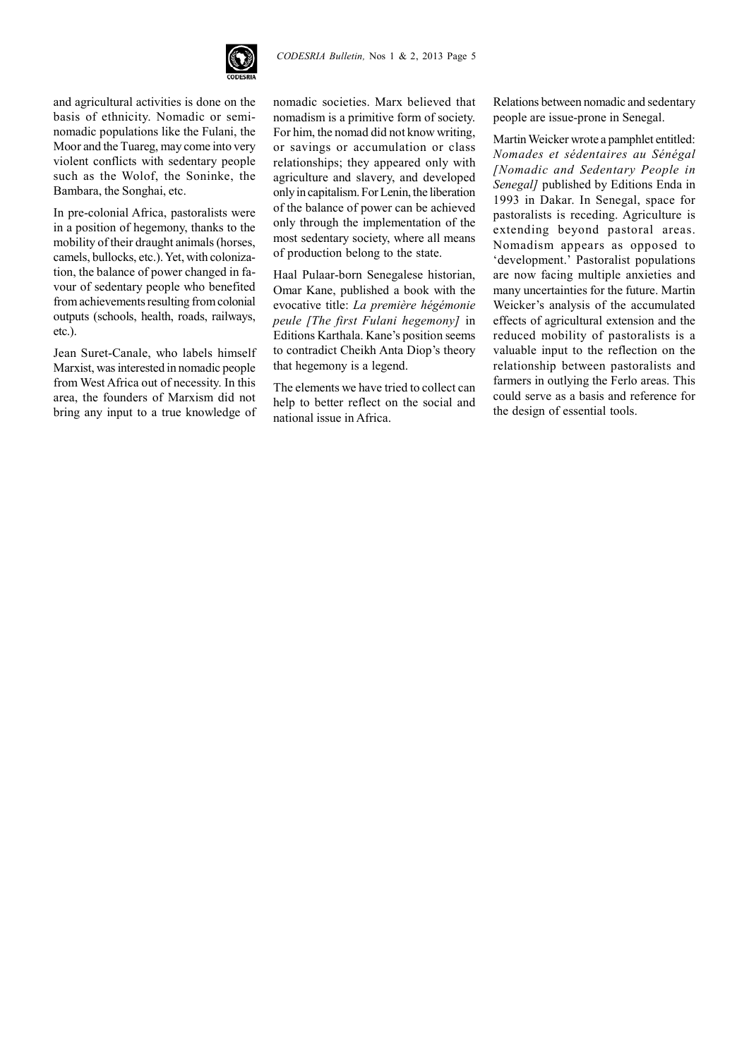and agricultural activities is done on the basis of ethnicity. Nomadic or semi-nomadic populations like the Fulani, the Moor and the Tuareg, may come into very violent conflicts with sedentary people such as the Wolof, the Soninke, the Bambara, the Songhai, etc.

In pre-colonial Africa, pastoralists were in a position of hegemony, thanks to the mobility of their draught animals (horses, camels, bullocks, etc.). Yet, with colonization, the balance of power changed in favour of sedentary people who benefited from achievements resulting from colonial outputs (schools, health, roads, railways, etc.).

Jean Suret-Canale, who labels himself Marxist, was interested in nomadic people from West Africa out of necessity. In this area, the founders of Marxism did not bring any input to a true knowledge of nomadic societies. Marx believed that nomadism is a primitive form of society. For him, the nomad did not know writing, or savings or accumulation or class relationships; they appeared only with agriculture and slavery, and developed only in capitalism. For Lenin, the liberation of the balance of power can be achieved only through the implementation of the most sedentary society, where all means of production belong to the state.

Haal Pulaar-born Senegalese historian, Omar Kane, published a book with the evocative title: *La première hégémonie peule [The first Fulani hegemony]* in Editions Karthala. Kane's position seems to contradict Cheikh Anta Diop's theory that hegemony is a legend.

The elements we have tried to collect can help to better reflect on the social and national issue in Africa.

Relations between nomadic and sedentary people are issue-prone in Senegal.

Martin Weicker wrote a pamphlet entitled: *Nomades et sédentaires au Sénégal [Nomadic and Sedentary People in Senegal]* published by Editions Enda in 1993 in Dakar. In Senegal, space for pastoralists is receding. Agriculture is extending beyond pastoral areas. Nomadism appears as opposed to 'development.' Pastoralist populations are now facing multiple anxieties and many uncertainties for the future. Martin Weicker's analysis of the accumulated effects of agricultural extension and the reduced mobility of pastoralists is a valuable input to the reflection on the relationship between pastoralists and farmers in outlying the Ferlo areas. This could serve as a basis and reference for the design of essential tools.